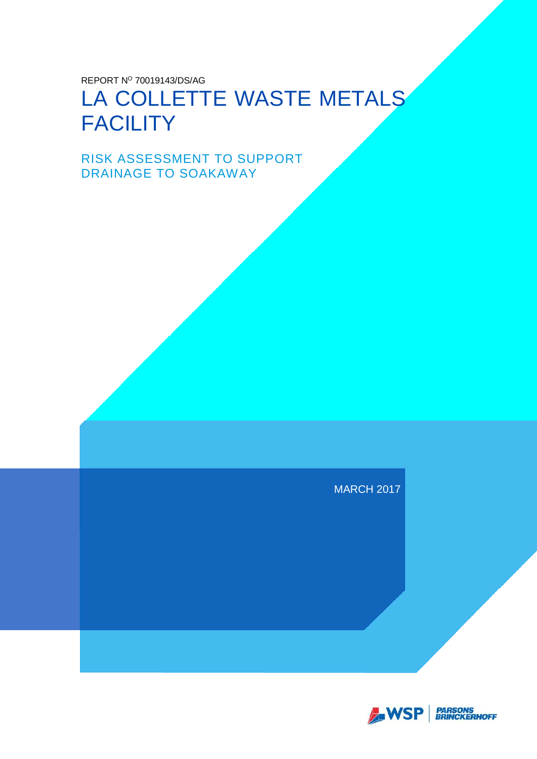REPORT N$^{O}$ 70019143/DS/AG

# LA COLLETTE WASTE METALS FACILITY

## RISK ASSESSMENT TO SUPPORT DRAINAGE TO SOAKAWAY

MARCH 2017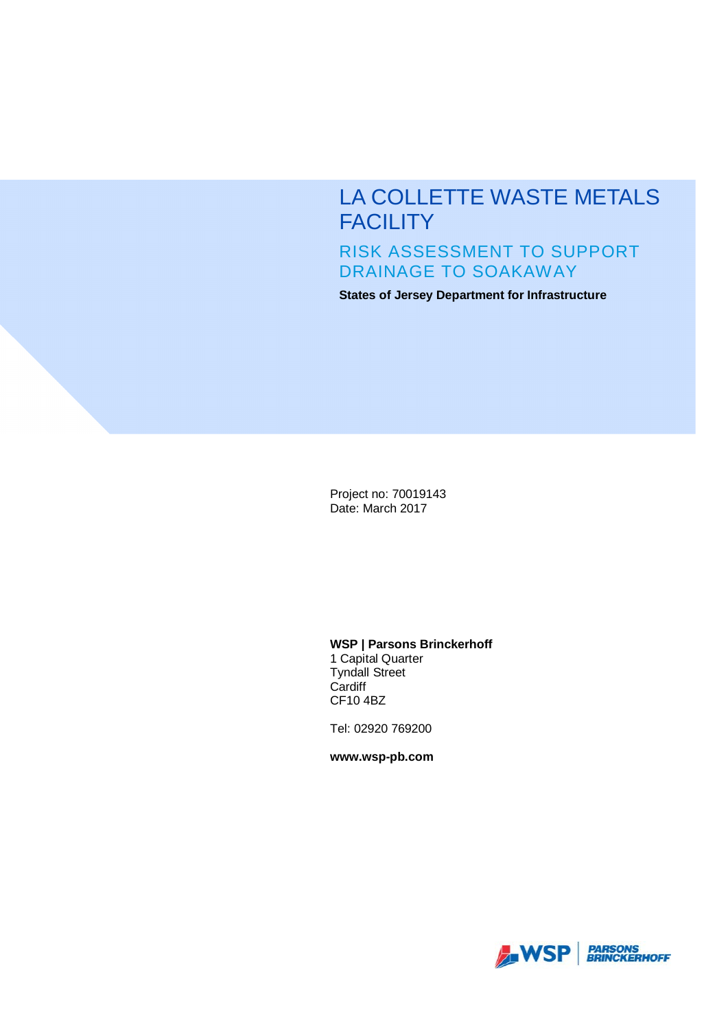# LA COLLETTE WASTE METALS FACILITY

## RISK ASSESSMENT TO SUPPORT DRAINAGE TO SOAKAWAY

**States of Jersey Department for Infrastructure**

Project no: 70019143
Date: March 2017

**WSP | Parsons Brinckerhoff**
1 Capital Quarter
Tyndall Street
Cardiff
CF10 4BZ

Tel: 02920 769200

**www.wsp-pb.com**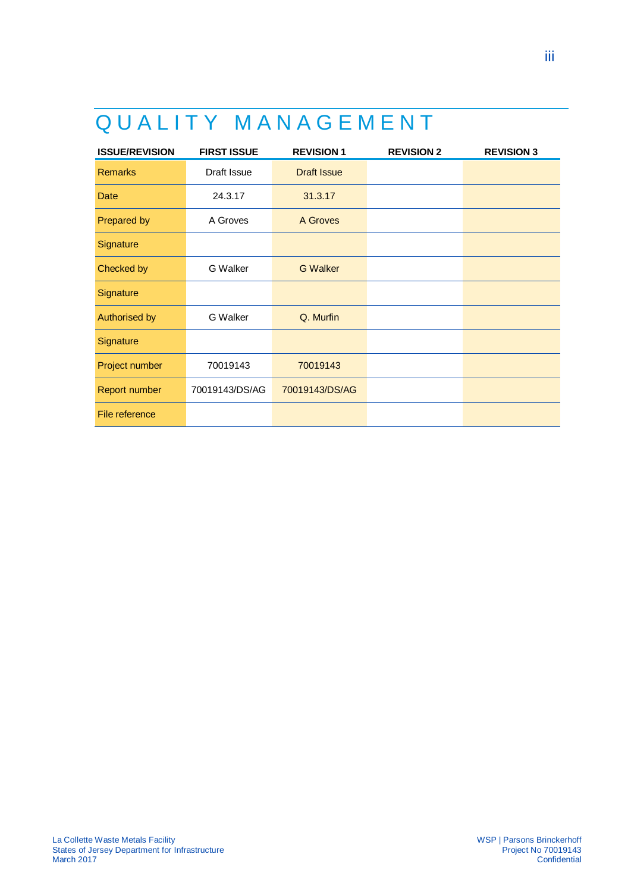# QUALITY MANAGEMENT

| ISSUE/REVISION | FIRST ISSUE | REVISION 1 | REVISION 2 | REVISION 3 |
|---|---|---|---|---|
| Remarks | Draft Issue | Draft Issue | | |
| Date | 24.3.17 | 31.3.17 | | |
| Prepared by | A Groves | A Groves | | |
| Signature | | | | |
| Checked by | G Walker | G Walker | | |
| Signature | | | | |
| Authorised by | G Walker | Q. Murfin | | |
| Signature | | | | |
| Project number | 70019143 | 70019143 | | |
| Report number | 70019143/DS/AG | 70019143/DS/AG | | |
| File reference | | | | |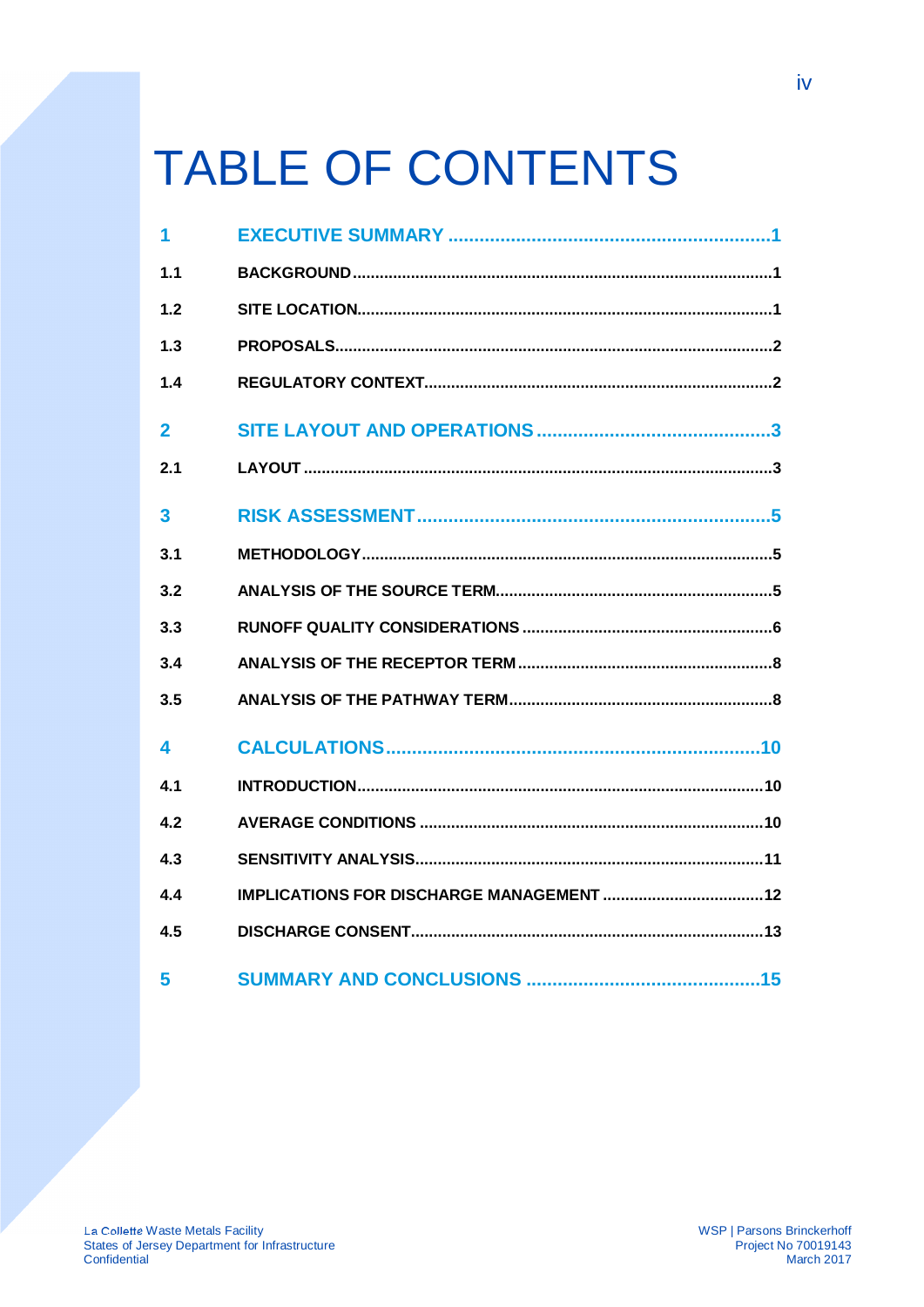# TABLE OF CONTENTS

| | | |
|---|---|---|
| **1** | **EXECUTIVE SUMMARY** | **1** |
| 1.1 | BACKGROUND | 1 |
| 1.2 | SITE LOCATION | 1 |
| 1.3 | PROPOSALS | 2 |
| 1.4 | REGULATORY CONTEXT | 2 |
| **2** | **SITE LAYOUT AND OPERATIONS** | **3** |
| 2.1 | LAYOUT | 3 |
| **3** | **RISK ASSESSMENT** | **5** |
| 3.1 | METHODOLOGY | 5 |
| 3.2 | ANALYSIS OF THE SOURCE TERM | 5 |
| 3.3 | RUNOFF QUALITY CONSIDERATIONS | 6 |
| 3.4 | ANALYSIS OF THE RECEPTOR TERM | 8 |
| 3.5 | ANALYSIS OF THE PATHWAY TERM | 8 |
| **4** | **CALCULATIONS** | **10** |
| 4.1 | INTRODUCTION | 10 |
| 4.2 | AVERAGE CONDITIONS | 10 |
| 4.3 | SENSITIVITY ANALYSIS | 11 |
| 4.4 | IMPLICATIONS FOR DISCHARGE MANAGEMENT | 12 |
| 4.5 | DISCHARGE CONSENT | 13 |
| **5** | **SUMMARY AND CONCLUSIONS** | **15** |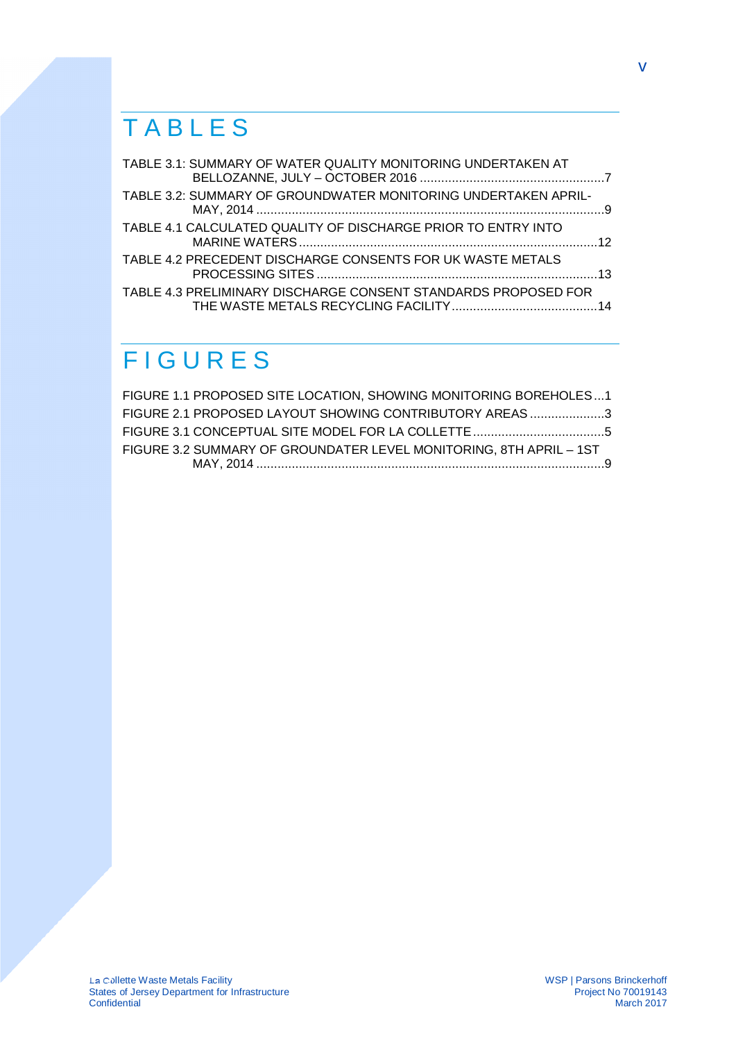# TABLES

TABLE 3.1: SUMMARY OF WATER QUALITY MONITORING UNDERTAKEN AT BELLOZANNE, JULY – OCTOBER 2016 ....................................................7

TABLE 3.2: SUMMARY OF GROUNDWATER MONITORING UNDERTAKEN APRIL-MAY, 2014 .................................................................................................9

TABLE 4.1 CALCULATED QUALITY OF DISCHARGE PRIOR TO ENTRY INTO MARINE WATERS ...................................................................................12

TABLE 4.2 PRECEDENT DISCHARGE CONSENTS FOR UK WASTE METALS PROCESSING SITES ..............................................................................13

TABLE 4.3 PRELIMINARY DISCHARGE CONSENT STANDARDS PROPOSED FOR THE WASTE METALS RECYCLING FACILITY .........................................14

# FIGURES

FIGURE 1.1 PROPOSED SITE LOCATION, SHOWING MONITORING BOREHOLES ...1

FIGURE 2.1 PROPOSED LAYOUT SHOWING CONTRIBUTORY AREAS .....................3

FIGURE 3.1 CONCEPTUAL SITE MODEL FOR LA COLLETTE .....................................5

FIGURE 3.2 SUMMARY OF GROUNDATER LEVEL MONITORING, 8TH APRIL – 1ST MAY, 2014 .................................................................................................9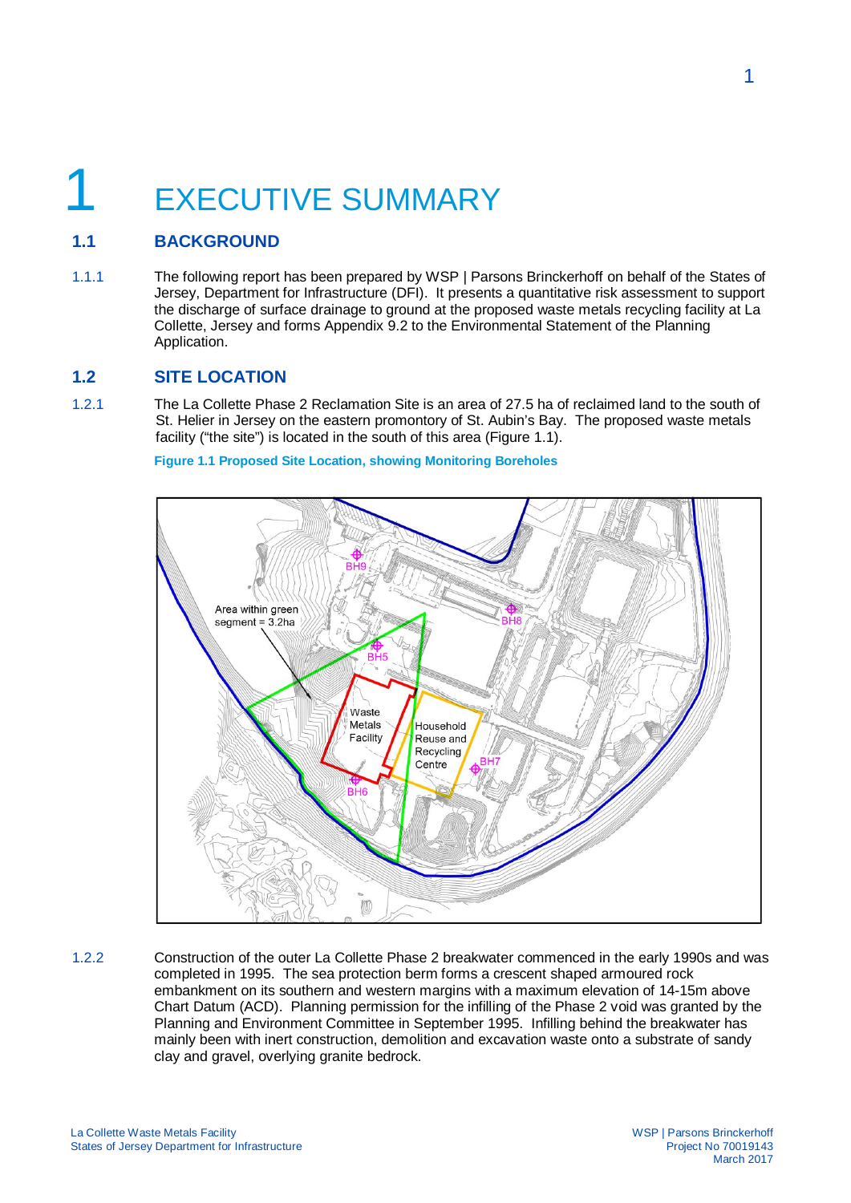# 1 EXECUTIVE SUMMARY

## 1.1 BACKGROUND

1.1.1 The following report has been prepared by WSP | Parsons Brinckerhoff on behalf of the States of Jersey, Department for Infrastructure (DFI). It presents a quantitative risk assessment to support the discharge of surface drainage to ground at the proposed waste metals recycling facility at La Collette, Jersey and forms Appendix 9.2 to the Environmental Statement of the Planning Application.

## 1.2 SITE LOCATION

1.2.1 The La Collette Phase 2 Reclamation Site is an area of 27.5 ha of reclaimed land to the south of St. Helier in Jersey on the eastern promontory of St. Aubin's Bay. The proposed waste metals facility ("the site") is located in the south of this area (Figure 1.1).

**Figure 1.1 Proposed Site Location, showing Monitoring Boreholes**

1.2.2 Construction of the outer La Collette Phase 2 breakwater commenced in the early 1990s and was completed in 1995. The sea protection berm forms a crescent shaped armoured rock embankment on its southern and western margins with a maximum elevation of 14-15m above Chart Datum (ACD). Planning permission for the infilling of the Phase 2 void was granted by the Planning and Environment Committee in September 1995. Infilling behind the breakwater has mainly been with inert construction, demolition and excavation waste onto a substrate of sandy clay and gravel, overlying granite bedrock.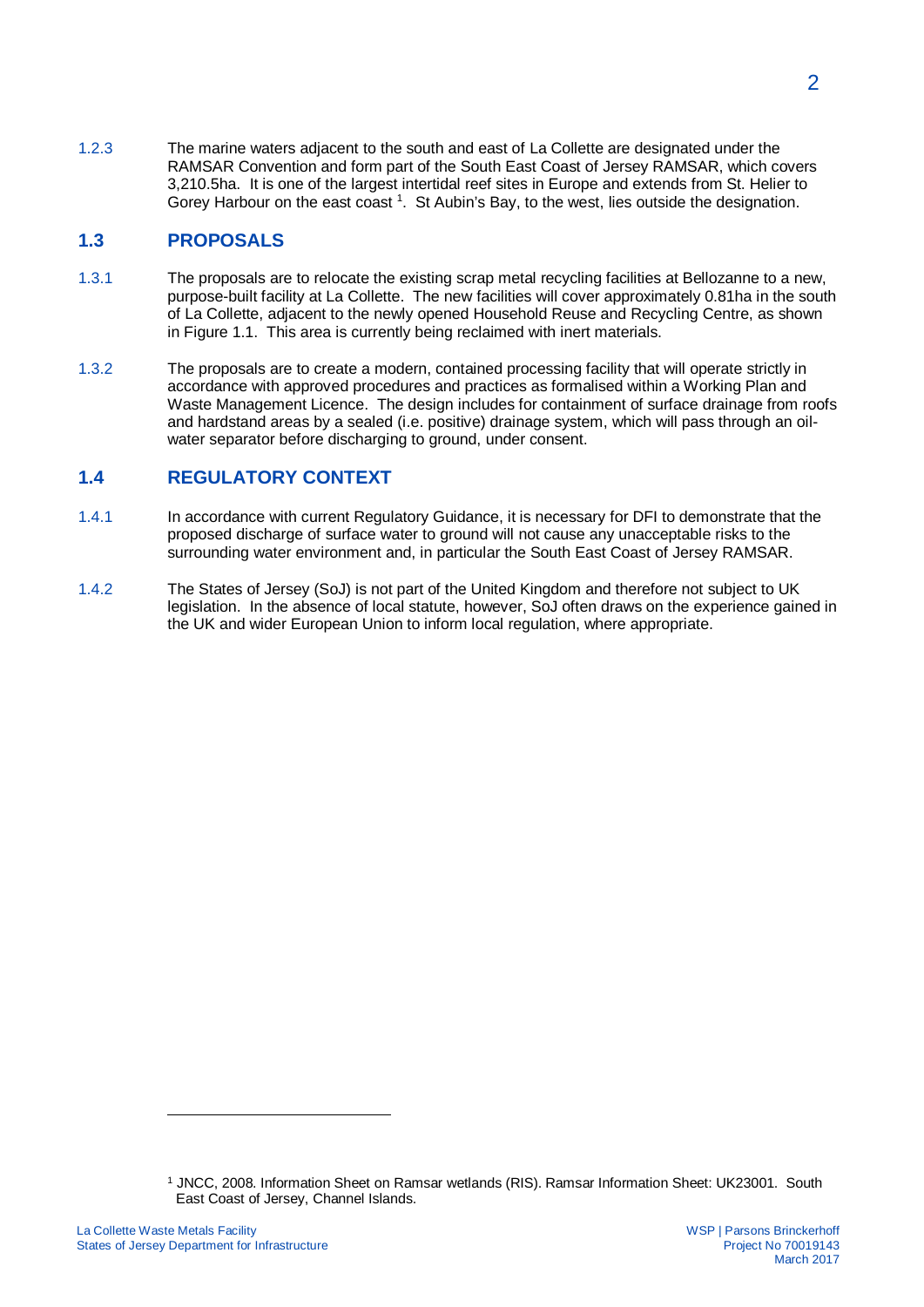1.2.3 The marine waters adjacent to the south and east of La Collette are designated under the RAMSAR Convention and form part of the South East Coast of Jersey RAMSAR, which covers 3,210.5ha. It is one of the largest intertidal reef sites in Europe and extends from St. Helier to Gorey Harbour on the east coast [1]. St Aubin's Bay, to the west, lies outside the designation.

## 1.3 PROPOSALS

1.3.1 The proposals are to relocate the existing scrap metal recycling facilities at Bellozanne to a new, purpose-built facility at La Collette. The new facilities will cover approximately 0.81ha in the south of La Collette, adjacent to the newly opened Household Reuse and Recycling Centre, as shown in Figure 1.1. This area is currently being reclaimed with inert materials.

1.3.2 The proposals are to create a modern, contained processing facility that will operate strictly in accordance with approved procedures and practices as formalised within a Working Plan and Waste Management Licence. The design includes for containment of surface drainage from roofs and hardstand areas by a sealed (i.e. positive) drainage system, which will pass through an oil-water separator before discharging to ground, under consent.

## 1.4 REGULATORY CONTEXT

1.4.1 In accordance with current Regulatory Guidance, it is necessary for DFI to demonstrate that the proposed discharge of surface water to ground will not cause any unacceptable risks to the surrounding water environment and, in particular the South East Coast of Jersey RAMSAR.

1.4.2 The States of Jersey (SoJ) is not part of the United Kingdom and therefore not subject to UK legislation. In the absence of local statute, however, SoJ often draws on the experience gained in the UK and wider European Union to inform local regulation, where appropriate.

---

[1] JNCC, 2008. Information Sheet on Ramsar wetlands (RIS). Ramsar Information Sheet: UK23001. South East Coast of Jersey, Channel Islands.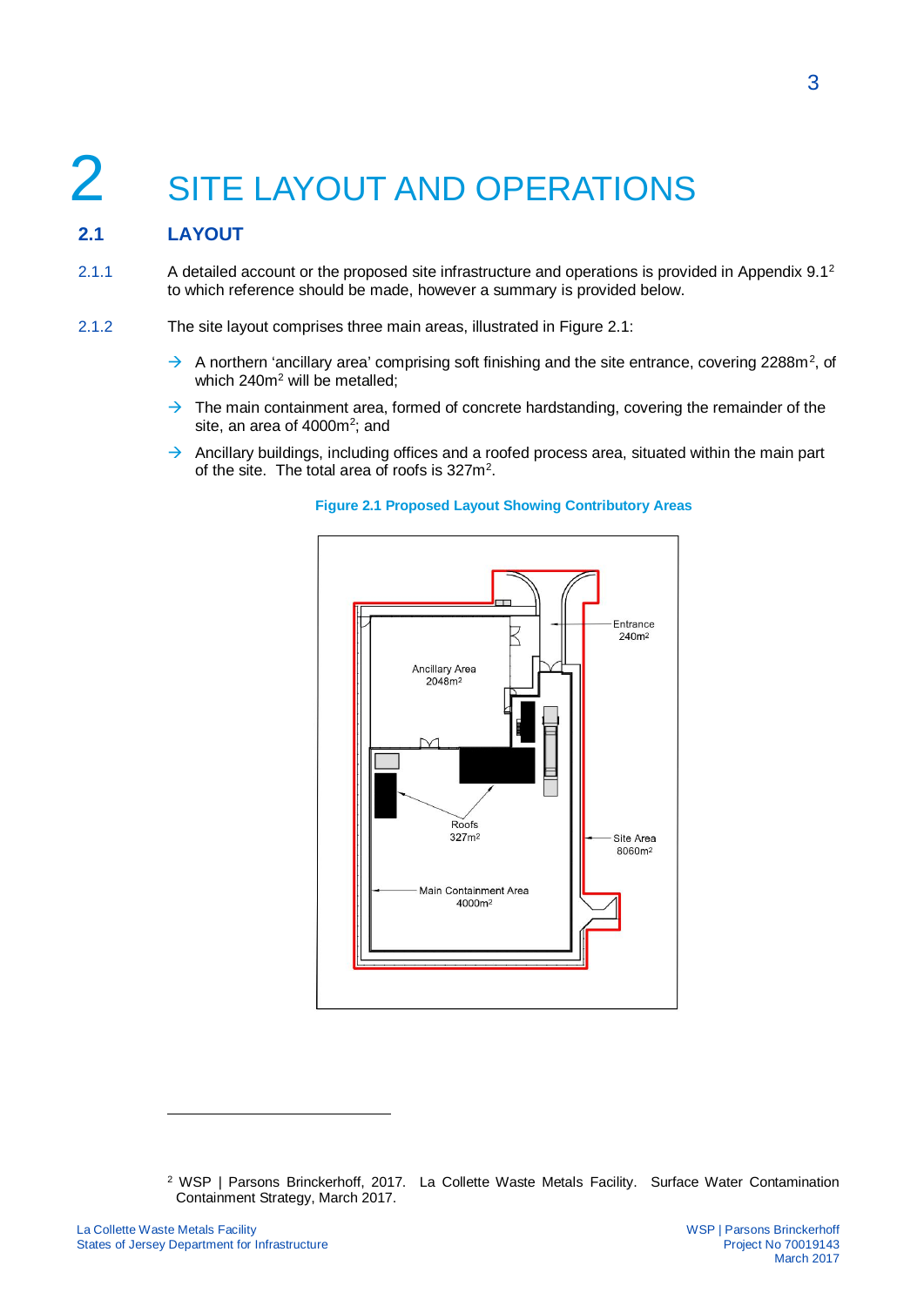# 2 SITE LAYOUT AND OPERATIONS

## 2.1 LAYOUT

2.1.1 A detailed account or the proposed site infrastructure and operations is provided in Appendix 9.1[2] to which reference should be made, however a summary is provided below.

2.1.2 The site layout comprises three main areas, illustrated in Figure 2.1:

- A northern 'ancillary area' comprising soft finishing and the site entrance, covering 2288m², of which 240m² will be metalled;
- The main containment area, formed of concrete hardstanding, covering the remainder of the site, an area of 4000m²; and
- Ancillary buildings, including offices and a roofed process area, situated within the main part of the site. The total area of roofs is 327m².

**Figure 2.1 Proposed Layout Showing Contributory Areas**

Entrance 240m²

Ancillary Area 2048m²

Roofs 327m²

Site Area 8060m²

Main Containment Area 4000m²

---

[2] WSP | Parsons Brinckerhoff, 2017. La Collette Waste Metals Facility. Surface Water Contamination Containment Strategy, March 2017.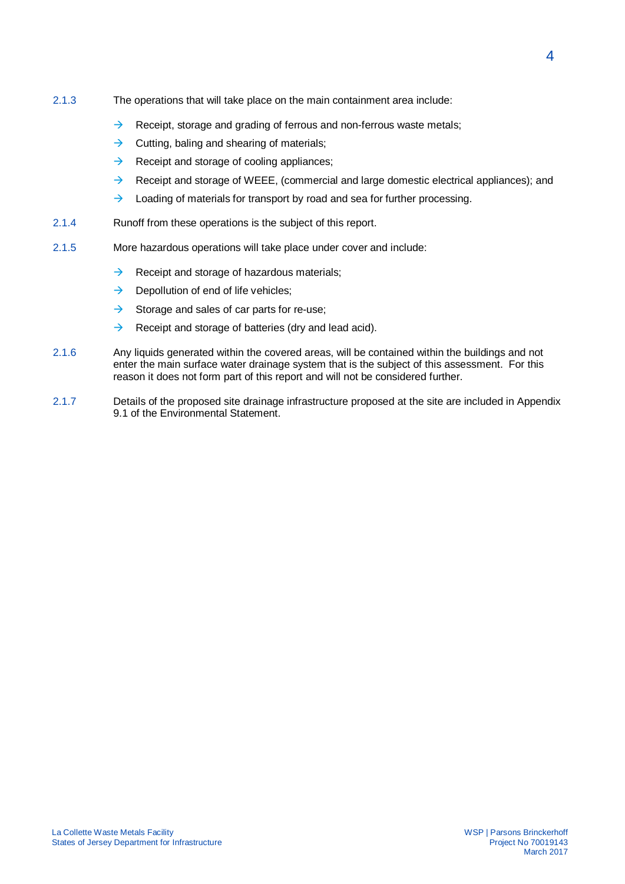2.1.3 The operations that will take place on the main containment area include:

- Receipt, storage and grading of ferrous and non-ferrous waste metals;
- Cutting, baling and shearing of materials;
- Receipt and storage of cooling appliances;
- Receipt and storage of WEEE, (commercial and large domestic electrical appliances); and
- Loading of materials for transport by road and sea for further processing.

2.1.4 Runoff from these operations is the subject of this report.

2.1.5 More hazardous operations will take place under cover and include:

- Receipt and storage of hazardous materials;
- Depollution of end of life vehicles;
- Storage and sales of car parts for re-use;
- Receipt and storage of batteries (dry and lead acid).

2.1.6 Any liquids generated within the covered areas, will be contained within the buildings and not enter the main surface water drainage system that is the subject of this assessment. For this reason it does not form part of this report and will not be considered further.

2.1.7 Details of the proposed site drainage infrastructure proposed at the site are included in Appendix 9.1 of the Environmental Statement.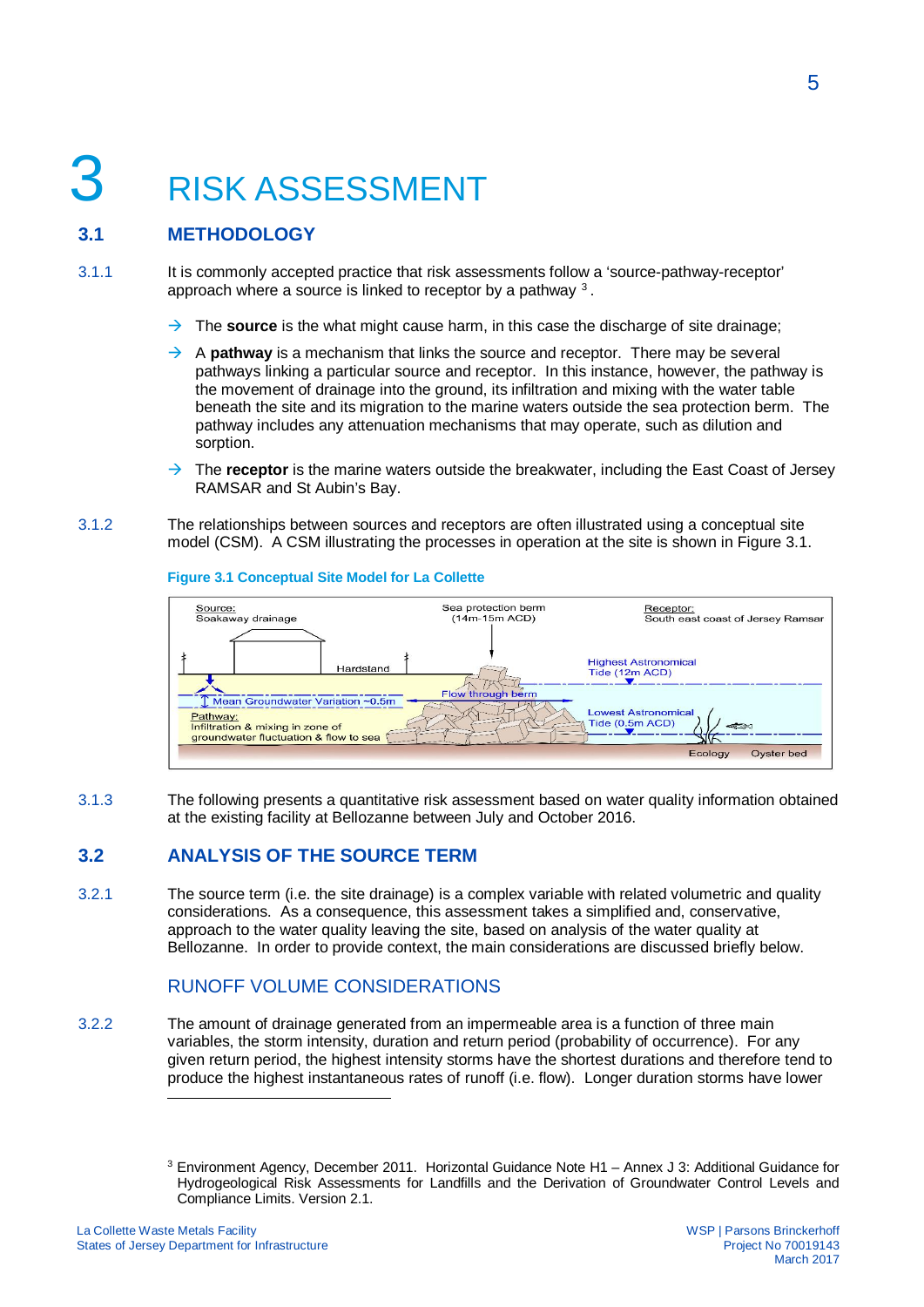# 3 RISK ASSESSMENT

## 3.1 METHODOLOGY

3.1.1 It is commonly accepted practice that risk assessments follow a 'source-pathway-receptor' approach where a source is linked to receptor by a pathway [3].

- The **source** is the what might cause harm, in this case the discharge of site drainage;
- A **pathway** is a mechanism that links the source and receptor. There may be several pathways linking a particular source and receptor. In this instance, however, the pathway is the movement of drainage into the ground, its infiltration and mixing with the water table beneath the site and its migration to the marine waters outside the sea protection berm. The pathway includes any attenuation mechanisms that may operate, such as dilution and sorption.
- The **receptor** is the marine waters outside the breakwater, including the East Coast of Jersey RAMSAR and St Aubin's Bay.

3.1.2 The relationships between sources and receptors are often illustrated using a conceptual site model (CSM). A CSM illustrating the processes in operation at the site is shown in Figure 3.1.

**Figure 3.1 Conceptual Site Model for La Collette**

Source: Soakaway drainage

Sea protection berm (14m-15m ACD)

Receptor: South east coast of Jersey Ramsar

Hardstand

Highest Astronomical Tide (12m ACD)

Flow through berm

Mean Groundwater Variation ~0.5m

Pathway: Infiltration & mixing in zone of groundwater fluctuation & flow to sea

Lowest Astronomical Tide (0.5m ACD)

Ecology

Oyster bed

3.1.3 The following presents a quantitative risk assessment based on water quality information obtained at the existing facility at Bellozanne between July and October 2016.

## 3.2 ANALYSIS OF THE SOURCE TERM

3.2.1 The source term (i.e. the site drainage) is a complex variable with related volumetric and quality considerations. As a consequence, this assessment takes a simplified and, conservative, approach to the water quality leaving the site, based on analysis of the water quality at Bellozanne. In order to provide context, the main considerations are discussed briefly below.

### RUNOFF VOLUME CONSIDERATIONS

3.2.2 The amount of drainage generated from an impermeable area is a function of three main variables, the storm intensity, duration and return period (probability of occurrence). For any given return period, the highest intensity storms have the shortest durations and therefore tend to produce the highest instantaneous rates of runoff (i.e. flow). Longer duration storms have lower

[3] Environment Agency, December 2011. Horizontal Guidance Note H1 – Annex J 3: Additional Guidance for Hydrogeological Risk Assessments for Landfills and the Derivation of Groundwater Control Levels and Compliance Limits. Version 2.1.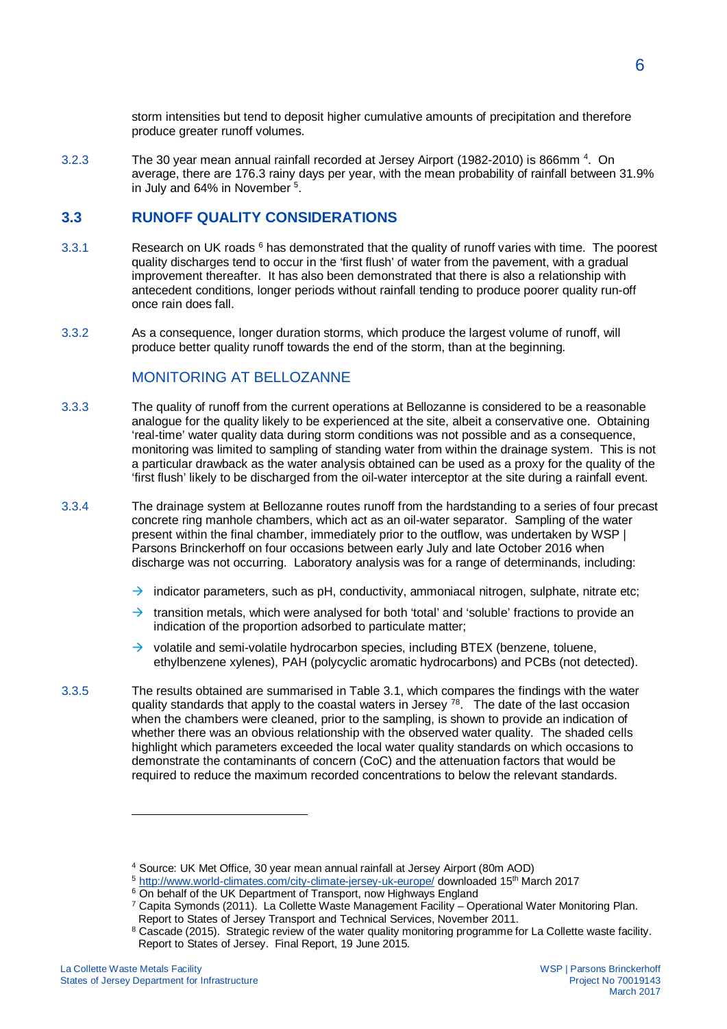storm intensities but tend to deposit higher cumulative amounts of precipitation and therefore produce greater runoff volumes.

3.2.3 The 30 year mean annual rainfall recorded at Jersey Airport (1982-2010) is 866mm [4]. On average, there are 176.3 rainy days per year, with the mean probability of rainfall between 31.9% in July and 64% in November [5].

## 3.3 RUNOFF QUALITY CONSIDERATIONS

3.3.1 Research on UK roads [6] has demonstrated that the quality of runoff varies with time. The poorest quality discharges tend to occur in the 'first flush' of water from the pavement, with a gradual improvement thereafter. It has also been demonstrated that there is also a relationship with antecedent conditions, longer periods without rainfall tending to produce poorer quality run-off once rain does fall.

3.3.2 As a consequence, longer duration storms, which produce the largest volume of runoff, will produce better quality runoff towards the end of the storm, than at the beginning.

### MONITORING AT BELLOZANNE

3.3.3 The quality of runoff from the current operations at Bellozanne is considered to be a reasonable analogue for the quality likely to be experienced at the site, albeit a conservative one. Obtaining 'real-time' water quality data during storm conditions was not possible and as a consequence, monitoring was limited to sampling of standing water from within the drainage system. This is not a particular drawback as the water analysis obtained can be used as a proxy for the quality of the 'first flush' likely to be discharged from the oil-water interceptor at the site during a rainfall event.

3.3.4 The drainage system at Bellozanne routes runoff from the hardstanding to a series of four precast concrete ring manhole chambers, which act as an oil-water separator. Sampling of the water present within the final chamber, immediately prior to the outflow, was undertaken by WSP | Parsons Brinckerhoff on four occasions between early July and late October 2016 when discharge was not occurring. Laboratory analysis was for a range of determinands, including:

- indicator parameters, such as pH, conductivity, ammoniacal nitrogen, sulphate, nitrate etc;
- transition metals, which were analysed for both 'total' and 'soluble' fractions to provide an indication of the proportion adsorbed to particulate matter;
- volatile and semi-volatile hydrocarbon species, including BTEX (benzene, toluene, ethylbenzene xylenes), PAH (polycyclic aromatic hydrocarbons) and PCBs (not detected).

3.3.5 The results obtained are summarised in Table 3.1, which compares the findings with the water quality standards that apply to the coastal waters in Jersey [7,8]. The date of the last occasion when the chambers were cleaned, prior to the sampling, is shown to provide an indication of whether there was an obvious relationship with the observed water quality. The shaded cells highlight which parameters exceeded the local water quality standards on which occasions to demonstrate the contaminants of concern (CoC) and the attenuation factors that would be required to reduce the maximum recorded concentrations to below the relevant standards.

---

[4] Source: UK Met Office, 30 year mean annual rainfall at Jersey Airport (80m AOD)

[5] http://www.world-climates.com/city-climate-jersey-uk-europe/ downloaded 15th March 2017

[6] On behalf of the UK Department of Transport, now Highways England

[7] Capita Symonds (2011). La Collette Waste Management Facility – Operational Water Monitoring Plan. Report to States of Jersey Transport and Technical Services, November 2011.

[8] Cascade (2015). Strategic review of the water quality monitoring programme for La Collette waste facility. Report to States of Jersey. Final Report, 19 June 2015.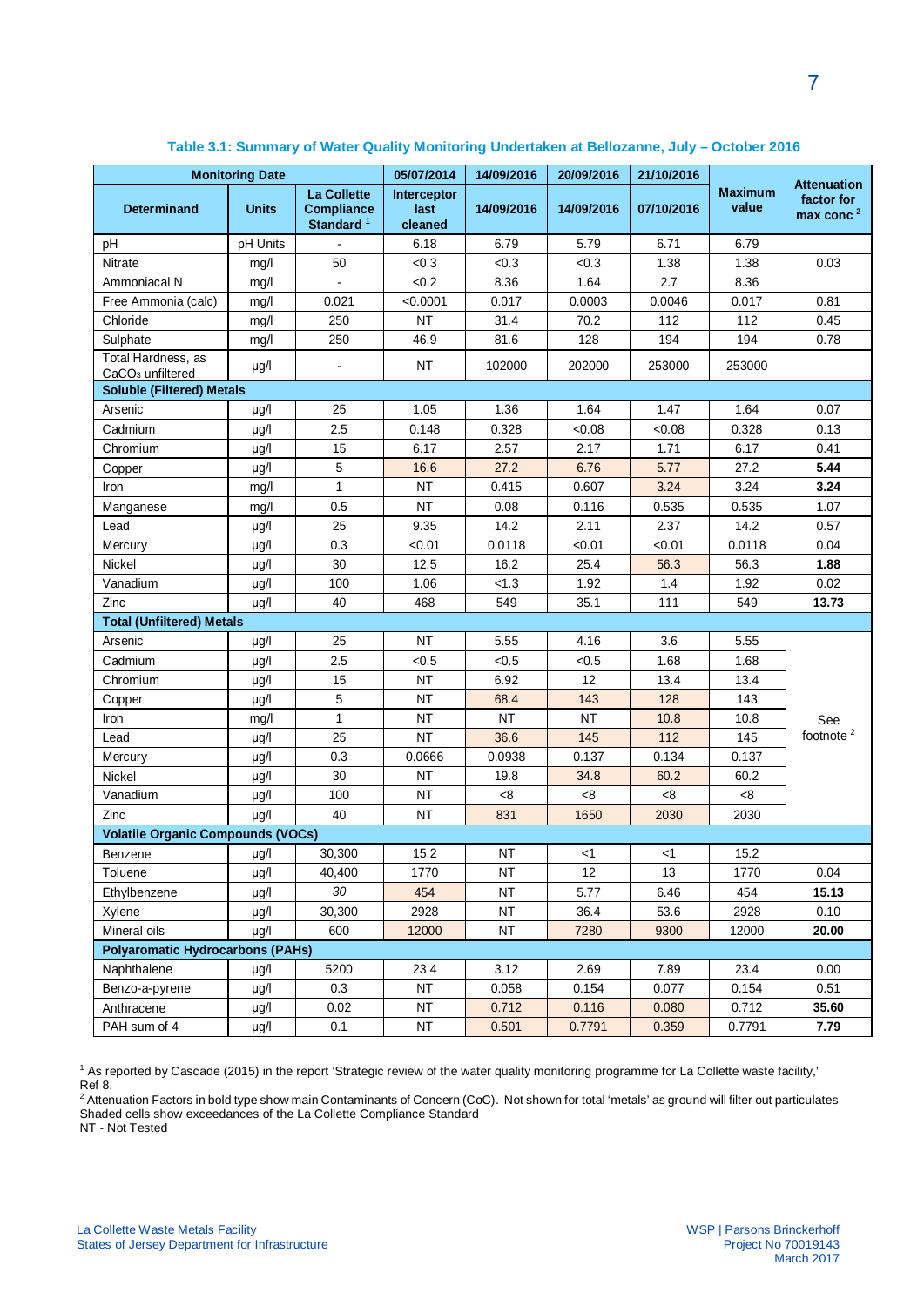**Table 3.1: Summary of Water Quality Monitoring Undertaken at Bellozanne, July – October 2016**

| Monitoring Date | | | 05/07/2014 | 14/09/2016 | 20/09/2016 | 21/10/2016 | Maximum value | Attenuation factor for max conc [2] |
|---|---|---|---|---|---|---|---|---|
| Determinand | Units | La Collette Compliance Standard [1] | Interceptor last cleaned | 14/09/2016 | 14/09/2016 | 07/10/2016 | | |
| pH | pH Units | - | 6.18 | 6.79 | 5.79 | 6.71 | 6.79 | |
| Nitrate | mg/l | 50 | <0.3 | <0.3 | <0.3 | 1.38 | 1.38 | 0.03 |
| Ammoniacal N | mg/l | - | <0.2 | 8.36 | 1.64 | 2.7 | 8.36 | |
| Free Ammonia (calc) | mg/l | 0.021 | <0.0001 | 0.017 | 0.0003 | 0.0046 | 0.017 | 0.81 |
| Chloride | mg/l | 250 | NT | 31.4 | 70.2 | 112 | 112 | 0.45 |
| Sulphate | mg/l | 250 | 46.9 | 81.6 | 128 | 194 | 194 | 0.78 |
| Total Hardness, as $CaCO_3$ unfiltered | µg/l | - | NT | 102000 | 202000 | 253000 | 253000 | |
| **Soluble (Filtered) Metals** | | | | | | | | |
| Arsenic | µg/l | 25 | 1.05 | 1.36 | 1.64 | 1.47 | 1.64 | 0.07 |
| Cadmium | µg/l | 2.5 | 0.148 | 0.328 | <0.08 | <0.08 | 0.328 | 0.13 |
| Chromium | µg/l | 15 | 6.17 | 2.57 | 2.17 | 1.71 | 6.17 | 0.41 |
| Copper | µg/l | 5 | 16.6 | 27.2 | 6.76 | 5.77 | 27.2 | **5.44** |
| Iron | mg/l | 1 | NT | 0.415 | 0.607 | 3.24 | 3.24 | **3.24** |
| Manganese | mg/l | 0.5 | NT | 0.08 | 0.116 | 0.535 | 0.535 | 1.07 |
| Lead | µg/l | 25 | 9.35 | 14.2 | 2.11 | 2.37 | 14.2 | 0.57 |
| Mercury | µg/l | 0.3 | <0.01 | 0.0118 | <0.01 | <0.01 | 0.0118 | 0.04 |
| Nickel | µg/l | 30 | 12.5 | 16.2 | 25.4 | 56.3 | 56.3 | **1.88** |
| Vanadium | µg/l | 100 | 1.06 | <1.3 | 1.92 | 1.4 | 1.92 | 0.02 |
| Zinc | µg/l | 40 | 468 | 549 | 35.1 | 111 | 549 | **13.73** |
| **Total (Unfiltered) Metals** | | | | | | | | |
| Arsenic | µg/l | 25 | NT | 5.55 | 4.16 | 3.6 | 5.55 | See footnote [2] |
| Cadmium | µg/l | 2.5 | <0.5 | <0.5 | <0.5 | 1.68 | 1.68 | |
| Chromium | µg/l | 15 | NT | 6.92 | 12 | 13.4 | 13.4 | |
| Copper | µg/l | 5 | NT | 68.4 | 143 | 128 | 143 | |
| Iron | mg/l | 1 | NT | NT | NT | 10.8 | 10.8 | |
| Lead | µg/l | 25 | NT | 36.6 | 145 | 112 | 145 | |
| Mercury | µg/l | 0.3 | 0.0666 | 0.0938 | 0.137 | 0.134 | 0.137 | |
| Nickel | µg/l | 30 | NT | 19.8 | 34.8 | 60.2 | 60.2 | |
| Vanadium | µg/l | 100 | NT | <8 | <8 | <8 | <8 | |
| Zinc | µg/l | 40 | NT | 831 | 1650 | 2030 | 2030 | |
| **Volatile Organic Compounds (VOCs)** | | | | | | | | |
| Benzene | µg/l | 30,300 | 15.2 | NT | <1 | <1 | 15.2 | |
| Toluene | µg/l | 40,400 | 1770 | NT | 12 | 13 | 1770 | 0.04 |
| Ethylbenzene | µg/l | *30* | 454 | NT | 5.77 | 6.46 | 454 | **15.13** |
| Xylene | µg/l | 30,300 | 2928 | NT | 36.4 | 53.6 | 2928 | 0.10 |
| Mineral oils | µg/l | 600 | 12000 | NT | 7280 | 9300 | 12000 | **20.00** |
| **Polyaromatic Hydrocarbons (PAHs)** | | | | | | | | |
| Naphthalene | µg/l | 5200 | 23.4 | 3.12 | 2.69 | 7.89 | 23.4 | 0.00 |
| Benzo-a-pyrene | µg/l | 0.3 | NT | 0.058 | 0.154 | 0.077 | 0.154 | 0.51 |
| Anthracene | µg/l | 0.02 | NT | 0.712 | 0.116 | 0.080 | 0.712 | **35.60** |
| PAH sum of 4 | µg/l | 0.1 | NT | 0.501 | 0.7791 | 0.359 | 0.7791 | **7.79** |

[1] As reported by Cascade (2015) in the report 'Strategic review of the water quality monitoring programme for La Collette waste facility,' Ref 8.

[2] Attenuation Factors in bold type show main Contaminants of Concern (CoC). Not shown for total 'metals' as ground will filter out particulates

Shaded cells show exceedances of the La Collette Compliance Standard

NT - Not Tested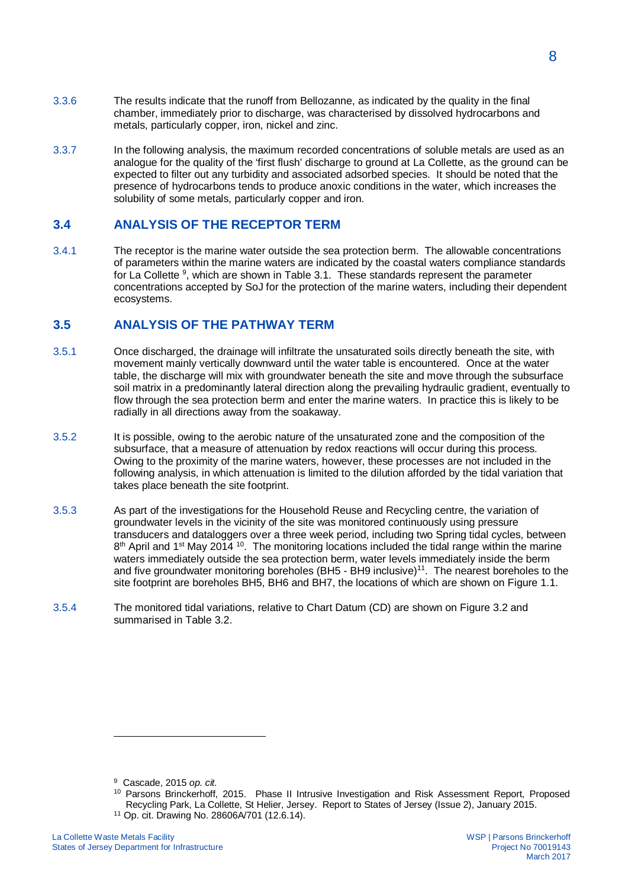3.3.6 The results indicate that the runoff from Bellozanne, as indicated by the quality in the final chamber, immediately prior to discharge, was characterised by dissolved hydrocarbons and metals, particularly copper, iron, nickel and zinc.

3.3.7 In the following analysis, the maximum recorded concentrations of soluble metals are used as an analogue for the quality of the 'first flush' discharge to ground at La Collette, as the ground can be expected to filter out any turbidity and associated adsorbed species. It should be noted that the presence of hydrocarbons tends to produce anoxic conditions in the water, which increases the solubility of some metals, particularly copper and iron.

## 3.4 ANALYSIS OF THE RECEPTOR TERM

3.4.1 The receptor is the marine water outside the sea protection berm. The allowable concentrations of parameters within the marine waters are indicated by the coastal waters compliance standards for La Collette [9], which are shown in Table 3.1. These standards represent the parameter concentrations accepted by SoJ for the protection of the marine waters, including their dependent ecosystems.

## 3.5 ANALYSIS OF THE PATHWAY TERM

3.5.1 Once discharged, the drainage will infiltrate the unsaturated soils directly beneath the site, with movement mainly vertically downward until the water table is encountered. Once at the water table, the discharge will mix with groundwater beneath the site and move through the subsurface soil matrix in a predominantly lateral direction along the prevailing hydraulic gradient, eventually to flow through the sea protection berm and enter the marine waters. In practice this is likely to be radially in all directions away from the soakaway.

3.5.2 It is possible, owing to the aerobic nature of the unsaturated zone and the composition of the subsurface, that a measure of attenuation by redox reactions will occur during this process. Owing to the proximity of the marine waters, however, these processes are not included in the following analysis, in which attenuation is limited to the dilution afforded by the tidal variation that takes place beneath the site footprint.

3.5.3 As part of the investigations for the Household Reuse and Recycling centre, the variation of groundwater levels in the vicinity of the site was monitored continuously using pressure transducers and dataloggers over a three week period, including two Spring tidal cycles, between 8th April and 1st May 2014 [10]. The monitoring locations included the tidal range within the marine waters immediately outside the sea protection berm, water levels immediately inside the berm and five groundwater monitoring boreholes (BH5 - BH9 inclusive)[11]. The nearest boreholes to the site footprint are boreholes BH5, BH6 and BH7, the locations of which are shown on Figure 1.1.

3.5.4 The monitored tidal variations, relative to Chart Datum (CD) are shown on Figure 3.2 and summarised in Table 3.2.

---

[9] Cascade, 2015 *op. cit.*

[10] Parsons Brinckerhoff, 2015. Phase II Intrusive Investigation and Risk Assessment Report, Proposed Recycling Park, La Collette, St Helier, Jersey. Report to States of Jersey (Issue 2), January 2015.

[11] Op. cit. Drawing No. 28606A/701 (12.6.14).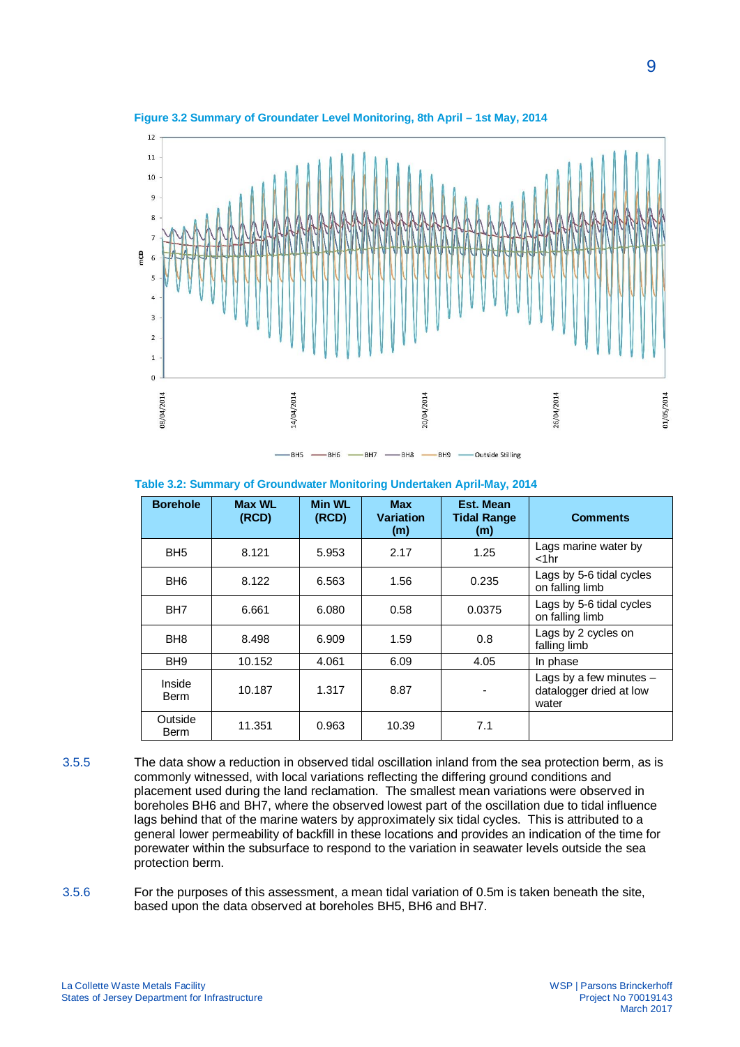**Figure 3.2 Summary of Groundater Level Monitoring, 8th April – 1st May, 2014**

**Table 3.2: Summary of Groundwater Monitoring Undertaken April-May, 2014**

| Borehole | Max WL (RCD) | Min WL (RCD) | Max Variation (m) | Est. Mean Tidal Range (m) | Comments |
|---|---|---|---|---|---|
| BH5 | 8.121 | 5.953 | 2.17 | 1.25 | Lags marine water by <1hr |
| BH6 | 8.122 | 6.563 | 1.56 | 0.235 | Lags by 5-6 tidal cycles on falling limb |
| BH7 | 6.661 | 6.080 | 0.58 | 0.0375 | Lags by 5-6 tidal cycles on falling limb |
| BH8 | 8.498 | 6.909 | 1.59 | 0.8 | Lags by 2 cycles on falling limb |
| BH9 | 10.152 | 4.061 | 6.09 | 4.05 | In phase |
| Inside Berm | 10.187 | 1.317 | 8.87 | - | Lags by a few minutes – datalogger dried at low water |
| Outside Berm | 11.351 | 0.963 | 10.39 | 7.1 | |

3.5.5 The data show a reduction in observed tidal oscillation inland from the sea protection berm, as is commonly witnessed, with local variations reflecting the differing ground conditions and placement used during the land reclamation. The smallest mean variations were observed in boreholes BH6 and BH7, where the observed lowest part of the oscillation due to tidal influence lags behind that of the marine waters by approximately six tidal cycles. This is attributed to a general lower permeability of backfill in these locations and provides an indication of the time for porewater within the subsurface to respond to the variation in seawater levels outside the sea protection berm.

3.5.6 For the purposes of this assessment, a mean tidal variation of 0.5m is taken beneath the site, based upon the data observed at boreholes BH5, BH6 and BH7.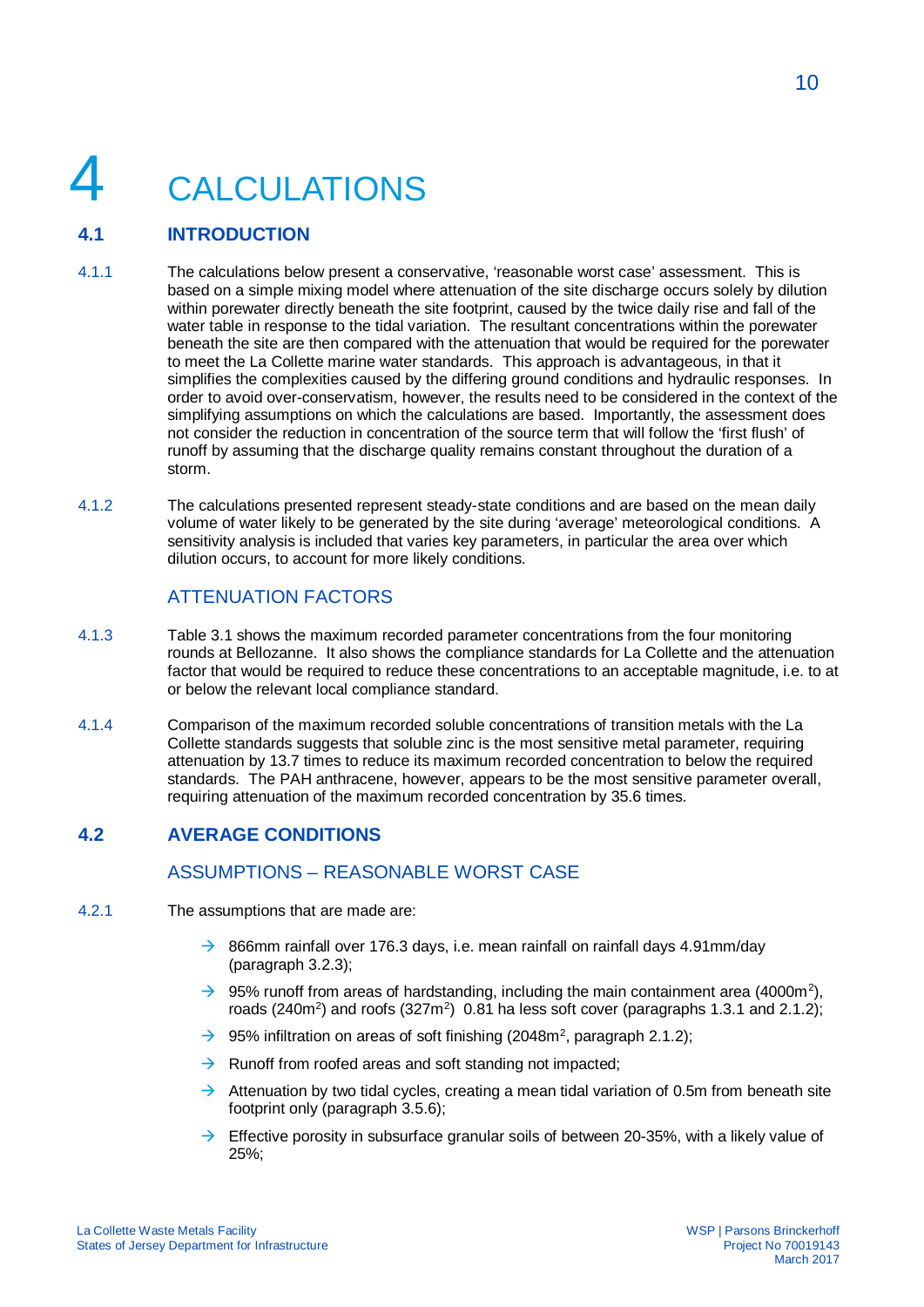# 4 CALCULATIONS

## 4.1 INTRODUCTION

4.1.1 The calculations below present a conservative, 'reasonable worst case' assessment. This is based on a simple mixing model where attenuation of the site discharge occurs solely by dilution within porewater directly beneath the site footprint, caused by the twice daily rise and fall of the water table in response to the tidal variation. The resultant concentrations within the porewater beneath the site are then compared with the attenuation that would be required for the porewater to meet the La Collette marine water standards. This approach is advantageous, in that it simplifies the complexities caused by the differing ground conditions and hydraulic responses. In order to avoid over-conservatism, however, the results need to be considered in the context of the simplifying assumptions on which the calculations are based. Importantly, the assessment does not consider the reduction in concentration of the source term that will follow the 'first flush' of runoff by assuming that the discharge quality remains constant throughout the duration of a storm.

4.1.2 The calculations presented represent steady-state conditions and are based on the mean daily volume of water likely to be generated by the site during 'average' meteorological conditions. A sensitivity analysis is included that varies key parameters, in particular the area over which dilution occurs, to account for more likely conditions.

### ATTENUATION FACTORS

4.1.3 Table 3.1 shows the maximum recorded parameter concentrations from the four monitoring rounds at Bellozanne. It also shows the compliance standards for La Collette and the attenuation factor that would be required to reduce these concentrations to an acceptable magnitude, i.e. to at or below the relevant local compliance standard.

4.1.4 Comparison of the maximum recorded soluble concentrations of transition metals with the La Collette standards suggests that soluble zinc is the most sensitive metal parameter, requiring attenuation by 13.7 times to reduce its maximum recorded concentration to below the required standards. The PAH anthracene, however, appears to be the most sensitive parameter overall, requiring attenuation of the maximum recorded concentration by 35.6 times.

## 4.2 AVERAGE CONDITIONS

### ASSUMPTIONS – REASONABLE WORST CASE

4.2.1 The assumptions that are made are:

- 866mm rainfall over 176.3 days, i.e. mean rainfall on rainfall days 4.91mm/day (paragraph 3.2.3);
- 95% runoff from areas of hardstanding, including the main containment area (4000m$^2$), roads (240m$^2$) and roofs (327m$^2$) 0.81 ha less soft cover (paragraphs 1.3.1 and 2.1.2);
- 95% infiltration on areas of soft finishing (2048m$^2$, paragraph 2.1.2);
- Runoff from roofed areas and soft standing not impacted;
- Attenuation by two tidal cycles, creating a mean tidal variation of 0.5m from beneath site footprint only (paragraph 3.5.6);
- Effective porosity in subsurface granular soils of between 20-35%, with a likely value of 25%;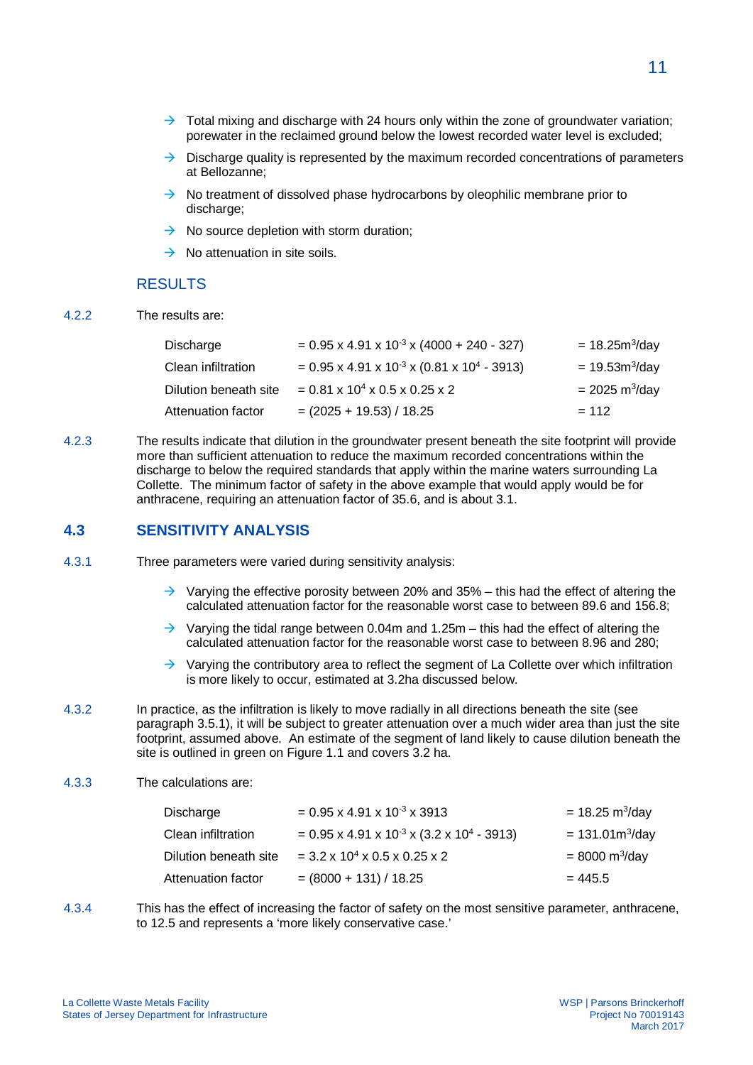- Total mixing and discharge with 24 hours only within the zone of groundwater variation; porewater in the reclaimed ground below the lowest recorded water level is excluded;
- Discharge quality is represented by the maximum recorded concentrations of parameters at Bellozanne;
- No treatment of dissolved phase hydrocarbons by oleophilic membrane prior to discharge;
- No source depletion with storm duration;
- No attenuation in site soils.

### RESULTS

4.2.2 The results are:

| | | |
|---|---|---|
| Discharge | $= 0.95 \times 4.91 \times 10^{-3} \times (4000 + 240 - 327)$ | $= 18.25 m^3/day$ |
| Clean infiltration | $= 0.95 \times 4.91 \times 10^{-3} \times (0.81 \times 10^4 - 3913)$ | $= 19.53 m^3/day$ |
| Dilution beneath site | $= 0.81 \times 10^4 \times 0.5 \times 0.25 \times 2$ | $= 2025 m^3/day$ |
| Attenuation factor | $= (2025 + 19.53) / 18.25$ | $= 112$ |

4.2.3 The results indicate that dilution in the groundwater present beneath the site footprint will provide more than sufficient attenuation to reduce the maximum recorded concentrations within the discharge to below the required standards that apply within the marine waters surrounding La Collette. The minimum factor of safety in the above example that would apply would be for anthracene, requiring an attenuation factor of 35.6, and is about 3.1.

## 4.3 SENSITIVITY ANALYSIS

4.3.1 Three parameters were varied during sensitivity analysis:

- Varying the effective porosity between 20% and 35% – this had the effect of altering the calculated attenuation factor for the reasonable worst case to between 89.6 and 156.8;
- Varying the tidal range between 0.04m and 1.25m – this had the effect of altering the calculated attenuation factor for the reasonable worst case to between 8.96 and 280;
- Varying the contributory area to reflect the segment of La Collette over which infiltration is more likely to occur, estimated at 3.2ha discussed below.

4.3.2 In practice, as the infiltration is likely to move radially in all directions beneath the site (see paragraph 3.5.1), it will be subject to greater attenuation over a much wider area than just the site footprint, assumed above. An estimate of the segment of land likely to cause dilution beneath the site is outlined in green on Figure 1.1 and covers 3.2 ha.

4.3.3 The calculations are:

| | | |
|---|---|---|
| Discharge | $= 0.95 \times 4.91 \times 10^{-3} \times 3913$ | $= 18.25 m^3/day$ |
| Clean infiltration | $= 0.95 \times 4.91 \times 10^{-3} \times (3.2 \times 10^4 - 3913)$ | $= 131.01 m^3/day$ |
| Dilution beneath site | $= 3.2 \times 10^4 \times 0.5 \times 0.25 \times 2$ | $= 8000 m^3/day$ |
| Attenuation factor | $= (8000 + 131) / 18.25$ | $= 445.5$ |

4.3.4 This has the effect of increasing the factor of safety on the most sensitive parameter, anthracene, to 12.5 and represents a 'more likely conservative case.'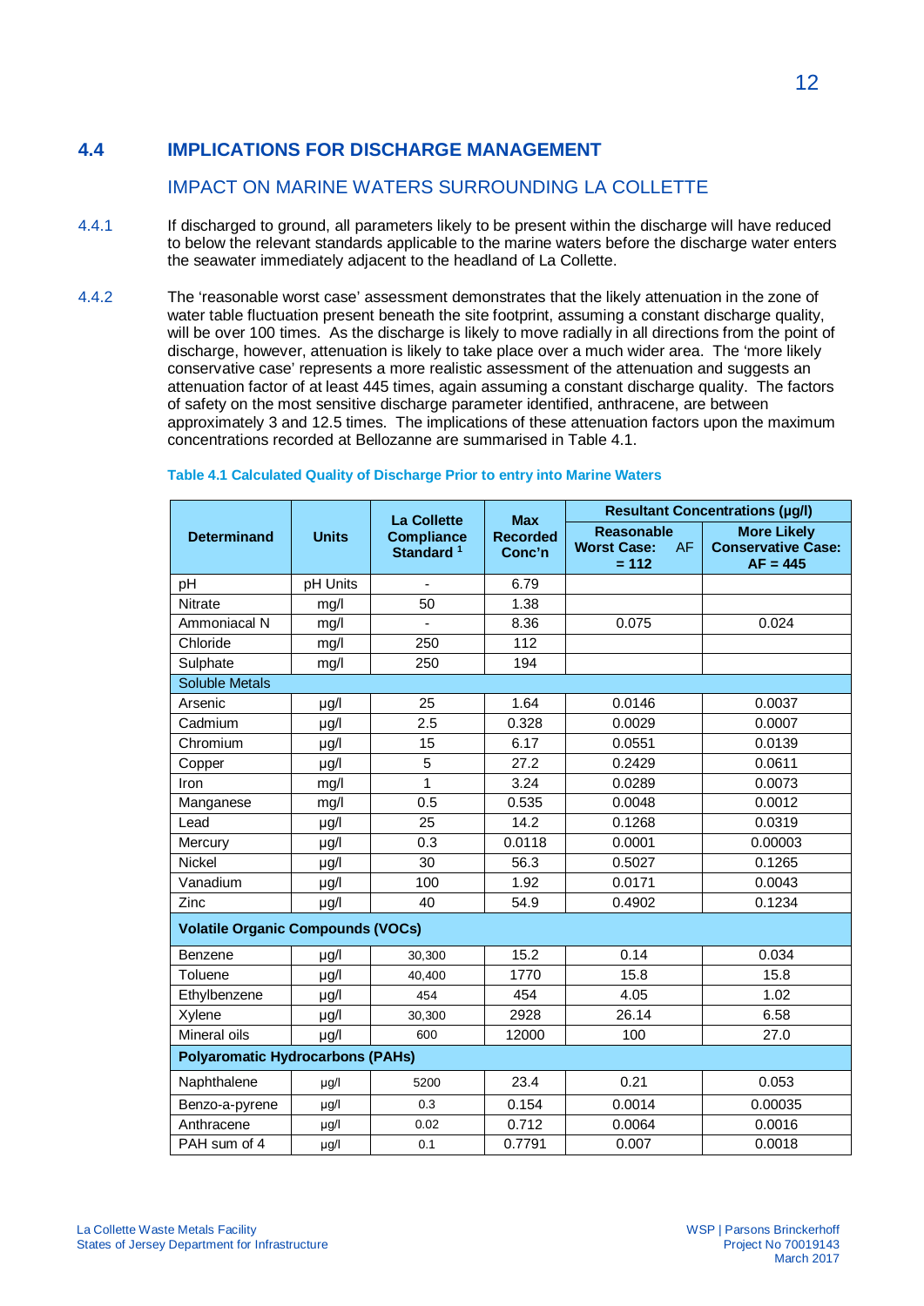## 4.4 IMPLICATIONS FOR DISCHARGE MANAGEMENT

### IMPACT ON MARINE WATERS SURROUNDING LA COLLETTE

4.4.1 If discharged to ground, all parameters likely to be present within the discharge will have reduced to below the relevant standards applicable to the marine waters before the discharge water enters the seawater immediately adjacent to the headland of La Collette.

4.4.2 The 'reasonable worst case' assessment demonstrates that the likely attenuation in the zone of water table fluctuation present beneath the site footprint, assuming a constant discharge quality, will be over 100 times. As the discharge is likely to move radially in all directions from the point of discharge, however, attenuation is likely to take place over a much wider area. The 'more likely conservative case' represents a more realistic assessment of the attenuation and suggests an attenuation factor of at least 445 times, again assuming a constant discharge quality. The factors of safety on the most sensitive discharge parameter identified, anthracene, are between approximately 3 and 12.5 times. The implications of these attenuation factors upon the maximum concentrations recorded at Bellozanne are summarised in Table 4.1.

**Table 4.1 Calculated Quality of Discharge Prior to entry into Marine Waters**

| Determinand | Units | La Collette Compliance Standard [1] | Max Recorded Conc'n | Resultant Concentrations (µg/l) | |
|---|---|---|---|---|---|
| | | | | Reasonable Worst Case: AF = 112 | More Likely Conservative Case: AF = 445 |
| pH | pH Units | - | 6.79 | | |
| Nitrate | mg/l | 50 | 1.38 | | |
| Ammoniacal N | mg/l | - | 8.36 | 0.075 | 0.024 |
| Chloride | mg/l | 250 | 112 | | |
| Sulphate | mg/l | 250 | 194 | | |
| Soluble Metals | | | | | |
| Arsenic | µg/l | 25 | 1.64 | 0.0146 | 0.0037 |
| Cadmium | µg/l | 2.5 | 0.328 | 0.0029 | 0.0007 |
| Chromium | µg/l | 15 | 6.17 | 0.0551 | 0.0139 |
| Copper | µg/l | 5 | 27.2 | 0.2429 | 0.0611 |
| Iron | mg/l | 1 | 3.24 | 0.0289 | 0.0073 |
| Manganese | mg/l | 0.5 | 0.535 | 0.0048 | 0.0012 |
| Lead | µg/l | 25 | 14.2 | 0.1268 | 0.0319 |
| Mercury | µg/l | 0.3 | 0.0118 | 0.0001 | 0.00003 |
| Nickel | µg/l | 30 | 56.3 | 0.5027 | 0.1265 |
| Vanadium | µg/l | 100 | 1.92 | 0.0171 | 0.0043 |
| Zinc | µg/l | 40 | 54.9 | 0.4902 | 0.1234 |
| **Volatile Organic Compounds (VOCs)** | | | | | |
| Benzene | µg/l | 30,300 | 15.2 | 0.14 | 0.034 |
| Toluene | µg/l | 40,400 | 1770 | 15.8 | 15.8 |
| Ethylbenzene | µg/l | 454 | 454 | 4.05 | 1.02 |
| Xylene | µg/l | 30,300 | 2928 | 26.14 | 6.58 |
| Mineral oils | µg/l | 600 | 12000 | 100 | 27.0 |
| **Polyaromatic Hydrocarbons (PAHs)** | | | | | |
| Naphthalene | µg/l | 5200 | 23.4 | 0.21 | 0.053 |
| Benzo-a-pyrene | µg/l | 0.3 | 0.154 | 0.0014 | 0.00035 |
| Anthracene | µg/l | 0.02 | 0.712 | 0.0064 | 0.0016 |
| PAH sum of 4 | µg/l | 0.1 | 0.7791 | 0.007 | 0.0018 |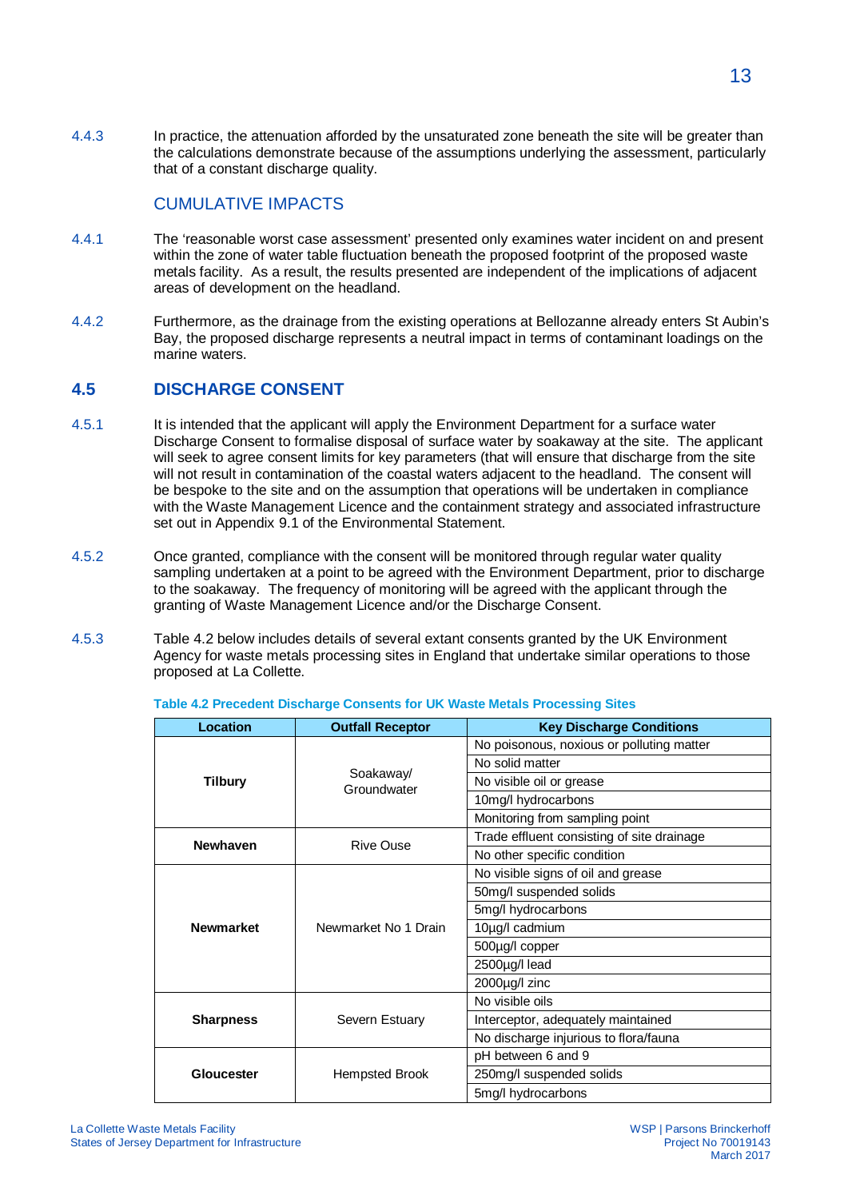4.4.3 In practice, the attenuation afforded by the unsaturated zone beneath the site will be greater than the calculations demonstrate because of the assumptions underlying the assessment, particularly that of a constant discharge quality.

### CUMULATIVE IMPACTS

4.4.1 The 'reasonable worst case assessment' presented only examines water incident on and present within the zone of water table fluctuation beneath the proposed footprint of the proposed waste metals facility. As a result, the results presented are independent of the implications of adjacent areas of development on the headland.

4.4.2 Furthermore, as the drainage from the existing operations at Bellozanne already enters St Aubin's Bay, the proposed discharge represents a neutral impact in terms of contaminant loadings on the marine waters.

## 4.5 DISCHARGE CONSENT

4.5.1 It is intended that the applicant will apply the Environment Department for a surface water Discharge Consent to formalise disposal of surface water by soakaway at the site. The applicant will seek to agree consent limits for key parameters (that will ensure that discharge from the site will not result in contamination of the coastal waters adjacent to the headland. The consent will be bespoke to the site and on the assumption that operations will be undertaken in compliance with the Waste Management Licence and the containment strategy and associated infrastructure set out in Appendix 9.1 of the Environmental Statement.

4.5.2 Once granted, compliance with the consent will be monitored through regular water quality sampling undertaken at a point to be agreed with the Environment Department, prior to discharge to the soakaway. The frequency of monitoring will be agreed with the applicant through the granting of Waste Management Licence and/or the Discharge Consent.

4.5.3 Table 4.2 below includes details of several extant consents granted by the UK Environment Agency for waste metals processing sites in England that undertake similar operations to those proposed at La Collette.

**Table 4.2 Precedent Discharge Consents for UK Waste Metals Processing Sites**

| Location | Outfall Receptor | Key Discharge Conditions |
|---|---|---|
| **Tilbury** | Soakaway/ Groundwater | No poisonous, noxious or polluting matter |
| | | No solid matter |
| | | No visible oil or grease |
| | | 10mg/l hydrocarbons |
| | | Monitoring from sampling point |
| **Newhaven** | Rive Ouse | Trade effluent consisting of site drainage |
| | | No other specific condition |
| **Newmarket** | Newmarket No 1 Drain | No visible signs of oil and grease |
| | | 50mg/l suspended solids |
| | | 5mg/l hydrocarbons |
| | | 10µg/l cadmium |
| | | 500µg/l copper |
| | | 2500µg/l lead |
| | | 2000µg/l zinc |
| **Sharpness** | Severn Estuary | No visible oils |
| | | Interceptor, adequately maintained |
| | | No discharge injurious to flora/fauna |
| **Gloucester** | Hempsted Brook | pH between 6 and 9 |
| | | 250mg/l suspended solids |
| | | 5mg/l hydrocarbons |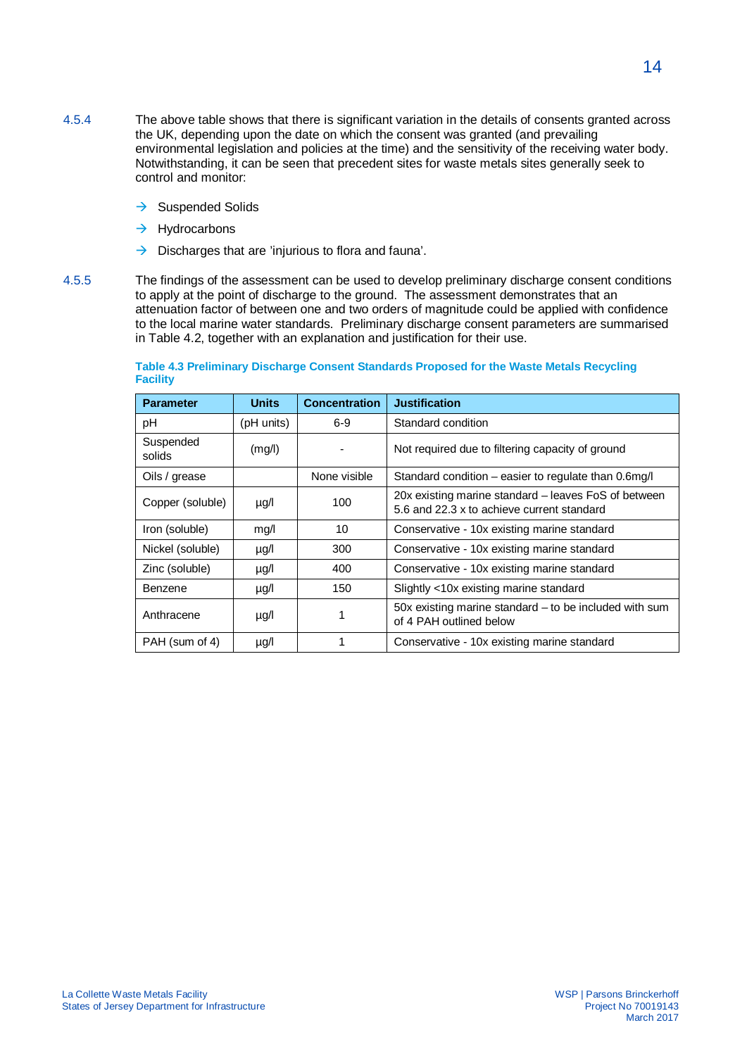4.5.4 The above table shows that there is significant variation in the details of consents granted across the UK, depending upon the date on which the consent was granted (and prevailing environmental legislation and policies at the time) and the sensitivity of the receiving water body. Notwithstanding, it can be seen that precedent sites for waste metals sites generally seek to control and monitor:

- Suspended Solids
- Hydrocarbons
- Discharges that are 'injurious to flora and fauna'.

4.5.5 The findings of the assessment can be used to develop preliminary discharge consent conditions to apply at the point of discharge to the ground. The assessment demonstrates that an attenuation factor of between one and two orders of magnitude could be applied with confidence to the local marine water standards. Preliminary discharge consent parameters are summarised in Table 4.2, together with an explanation and justification for their use.

**Table 4.3 Preliminary Discharge Consent Standards Proposed for the Waste Metals Recycling Facility**

| Parameter | Units | Concentration | Justification |
|---|---|---|---|
| pH | (pH units) | 6-9 | Standard condition |
| Suspended solids | (mg/l) | - | Not required due to filtering capacity of ground |
| Oils / grease | | None visible | Standard condition – easier to regulate than 0.6mg/l |
| Copper (soluble) | µg/l | 100 | 20x existing marine standard – leaves FoS of between 5.6 and 22.3 x to achieve current standard |
| Iron (soluble) | mg/l | 10 | Conservative - 10x existing marine standard |
| Nickel (soluble) | µg/l | 300 | Conservative - 10x existing marine standard |
| Zinc (soluble) | µg/l | 400 | Conservative - 10x existing marine standard |
| Benzene | µg/l | 150 | Slightly <10x existing marine standard |
| Anthracene | µg/l | 1 | 50x existing marine standard – to be included with sum of 4 PAH outlined below |
| PAH (sum of 4) | µg/l | 1 | Conservative - 10x existing marine standard |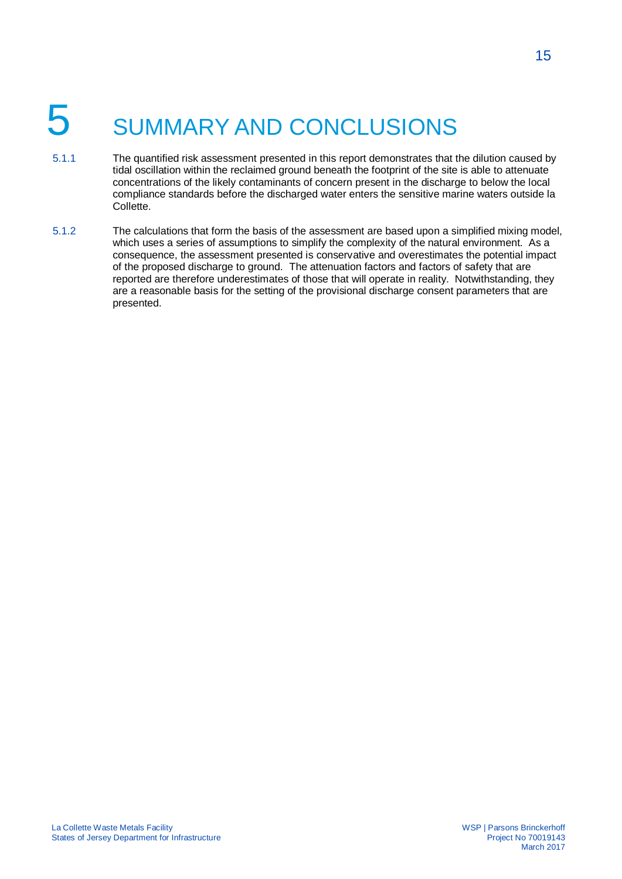# 5 SUMMARY AND CONCLUSIONS

5.1.1 The quantified risk assessment presented in this report demonstrates that the dilution caused by tidal oscillation within the reclaimed ground beneath the footprint of the site is able to attenuate concentrations of the likely contaminants of concern present in the discharge to below the local compliance standards before the discharged water enters the sensitive marine waters outside la Collette.

5.1.2 The calculations that form the basis of the assessment are based upon a simplified mixing model, which uses a series of assumptions to simplify the complexity of the natural environment. As a consequence, the assessment presented is conservative and overestimates the potential impact of the proposed discharge to ground. The attenuation factors and factors of safety that are reported are therefore underestimates of those that will operate in reality. Notwithstanding, they are a reasonable basis for the setting of the provisional discharge consent parameters that are presented.